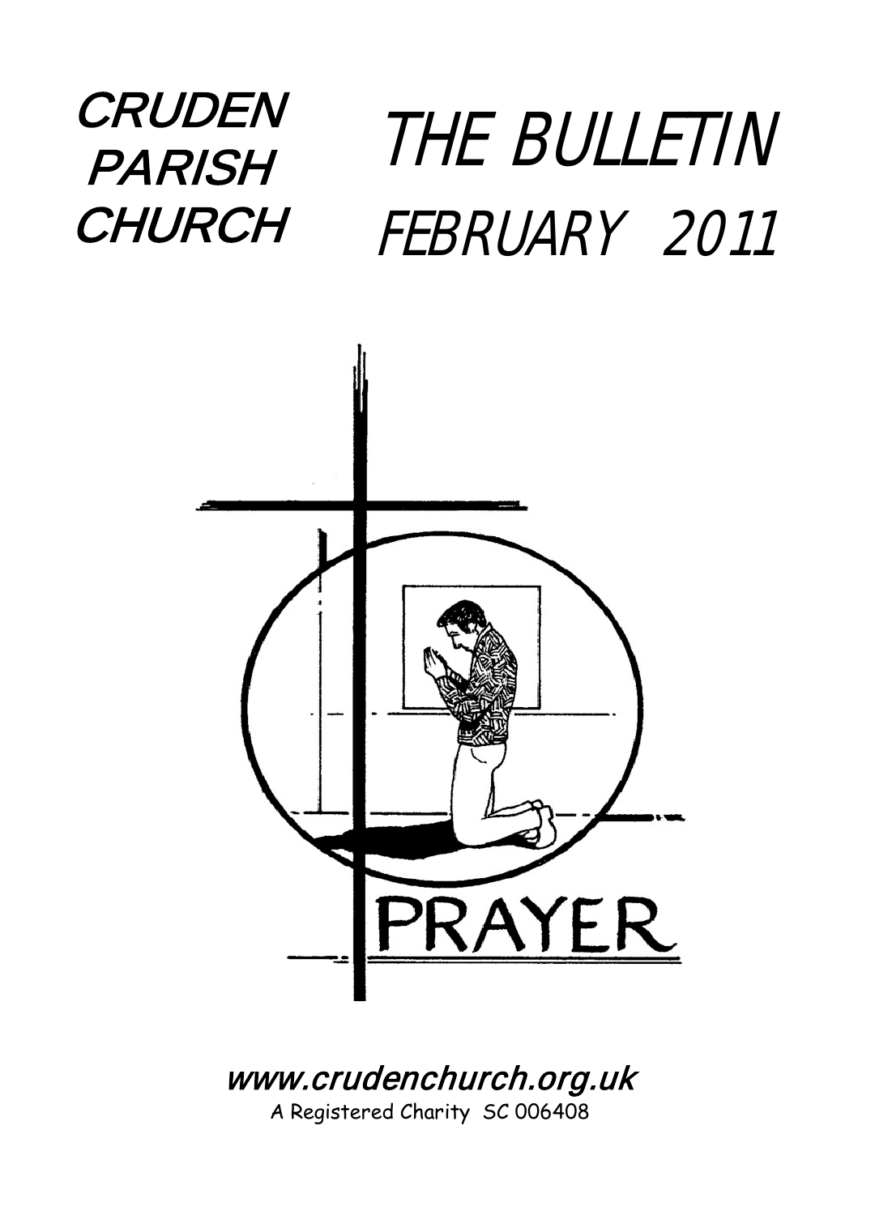# CRUDEN PARISH CHURCH

# THE BULLETIN
# FEBRUARY 2011

PRAYER

www.crudenchurch.org.uk

A Registered Charity SC 006408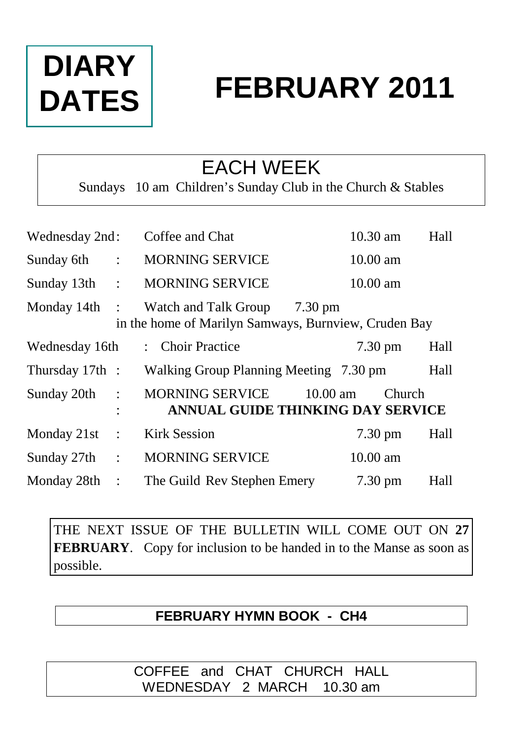# DIARY DATES

# FEBRUARY 2011

## EACH WEEK

Sundays 10 am Children's Sunday Club in the Church & Stables

| | | | | |
|---|---|---|---|---|
| Wednesday 2nd | : | Coffee and Chat | 10.30 am | Hall |
| Sunday 6th | : | MORNING SERVICE | 10.00 am | |
| Sunday 13th | : | MORNING SERVICE | 10.00 am | |
| Monday 14th | : | Watch and Talk Group 7.30 pm in the home of Marilyn Samways, Burnview, Cruden Bay | | |
| Wednesday 16th | : | Choir Practice | 7.30 pm | Hall |
| Thursday 17th | : | Walking Group Planning Meeting | 7.30 pm | Hall |
| Sunday 20th | : | MORNING SERVICE **ANNUAL GUIDE THINKING DAY SERVICE** | 10.00 am | Church |
| Monday 21st | : | Kirk Session | 7.30 pm | Hall |
| Sunday 27th | : | MORNING SERVICE | 10.00 am | |
| Monday 28th | : | The Guild Rev Stephen Emery | 7.30 pm | Hall |

THE NEXT ISSUE OF THE BULLETIN WILL COME OUT ON **27 FEBRUARY**. Copy for inclusion to be handed in to the Manse as soon as possible.

**FEBRUARY HYMN BOOK - CH4**

COFFEE and CHAT CHURCH HALL
WEDNESDAY 2 MARCH 10.30 am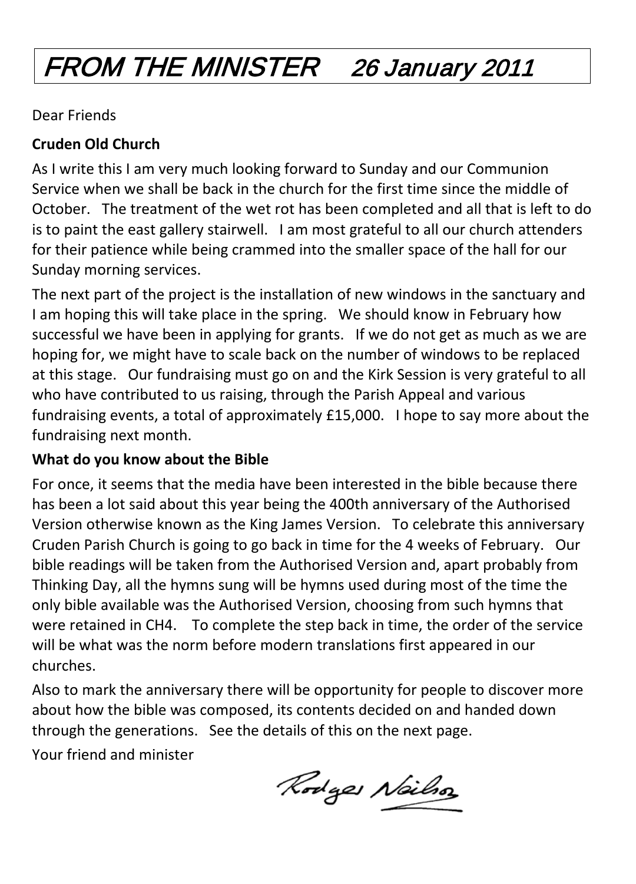# FROM THE MINISTER 26 January 2011

Dear Friends

**Cruden Old Church**

As I write this I am very much looking forward to Sunday and our Communion Service when we shall be back in the church for the first time since the middle of October. The treatment of the wet rot has been completed and all that is left to do is to paint the east gallery stairwell. I am most grateful to all our church attenders for their patience while being crammed into the smaller space of the hall for our Sunday morning services.

The next part of the project is the installation of new windows in the sanctuary and I am hoping this will take place in the spring. We should know in February how successful we have been in applying for grants. If we do not get as much as we are hoping for, we might have to scale back on the number of windows to be replaced at this stage. Our fundraising must go on and the Kirk Session is very grateful to all who have contributed to us raising, through the Parish Appeal and various fundraising events, a total of approximately £15,000. I hope to say more about the fundraising next month.

**What do you know about the Bible**

For once, it seems that the media have been interested in the bible because there has been a lot said about this year being the 400th anniversary of the Authorised Version otherwise known as the King James Version. To celebrate this anniversary Cruden Parish Church is going to go back in time for the 4 weeks of February. Our bible readings will be taken from the Authorised Version and, apart probably from Thinking Day, all the hymns sung will be hymns used during most of the time the only bible available was the Authorised Version, choosing from such hymns that were retained in CH4. To complete the step back in time, the order of the service will be what was the norm before modern translations first appeared in our churches.

Also to mark the anniversary there will be opportunity for people to discover more about how the bible was composed, its contents decided on and handed down through the generations. See the details of this on the next page.

Your friend and minister

Rodger Neilson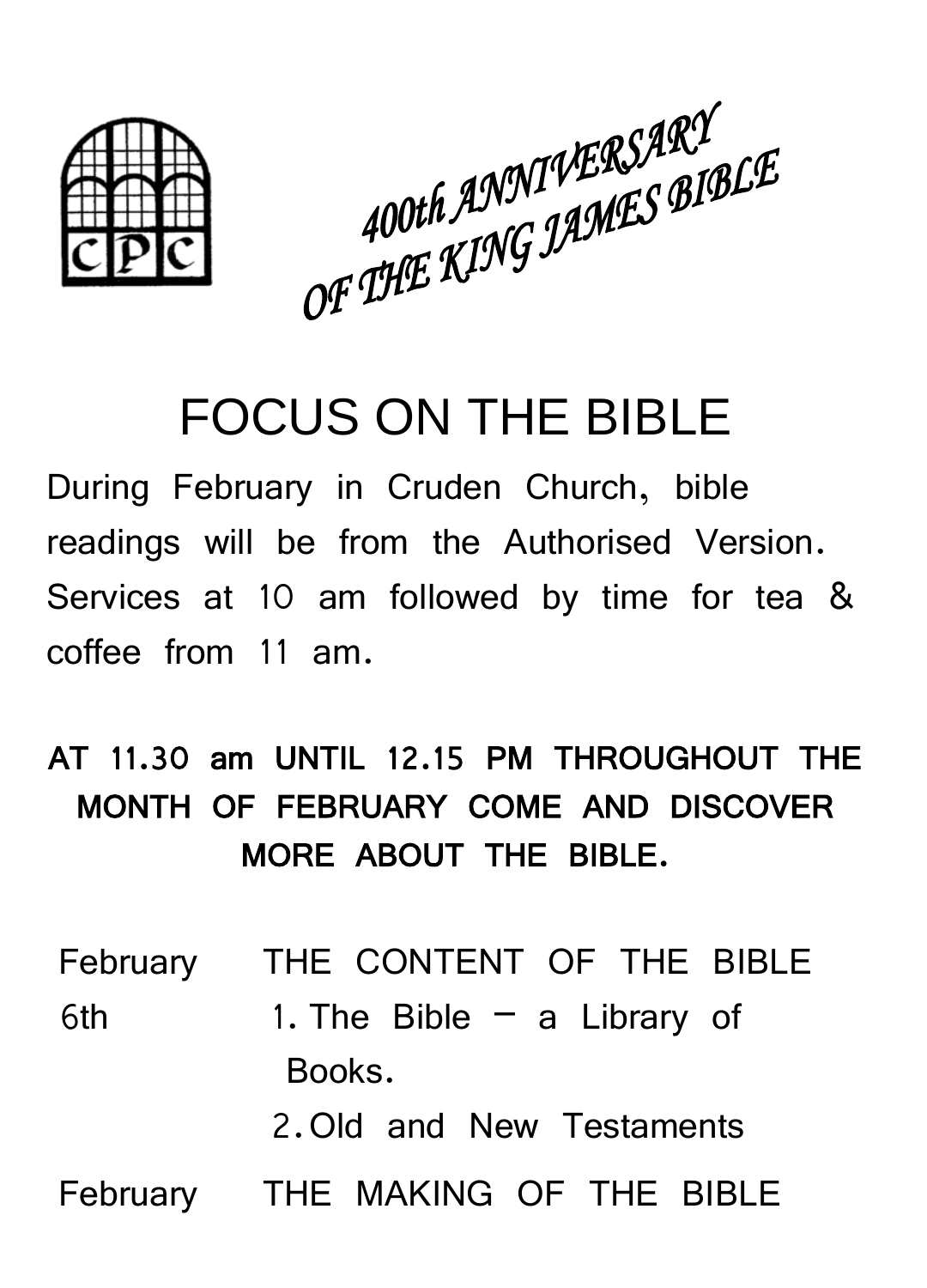CPC

*400th ANNIVERSARY OF THE KING JAMES BIBLE*

# FOCUS ON THE BIBLE

During February in Cruden Church, bible readings will be from the Authorised Version. Services at 10 am followed by time for tea & coffee from 11 am.

**AT 11.30 am UNTIL 12.15 PM THROUGHOUT THE MONTH OF FEBRUARY COME AND DISCOVER MORE ABOUT THE BIBLE.**

February 6th — THE CONTENT OF THE BIBLE

1. The Bible – a Library of Books.
2. Old and New Testaments

February — THE MAKING OF THE BIBLE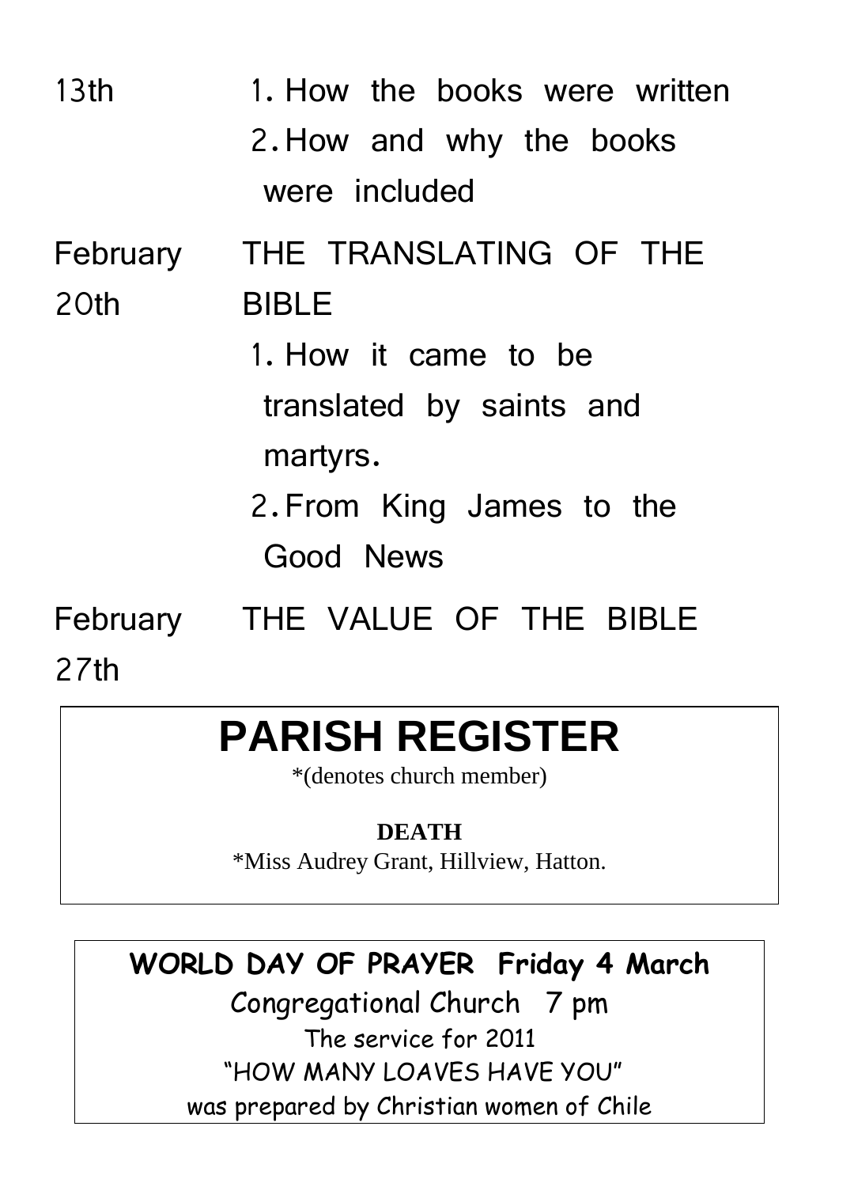13th

1. How the books were written
2. How and why the books were included

February 20th

THE TRANSLATING OF THE BIBLE

1. How it came to be translated by saints and martyrs.
2. From King James to the Good News

February 27th

THE VALUE OF THE BIBLE

# PARISH REGISTER

*(denotes church member)

**DEATH**

*Miss Audrey Grant, Hillview, Hatton.

**WORLD DAY OF PRAYER Friday 4 March**

Congregational Church 7 pm

The service for 2011

"HOW MANY LOAVES HAVE YOU"

was prepared by Christian women of Chile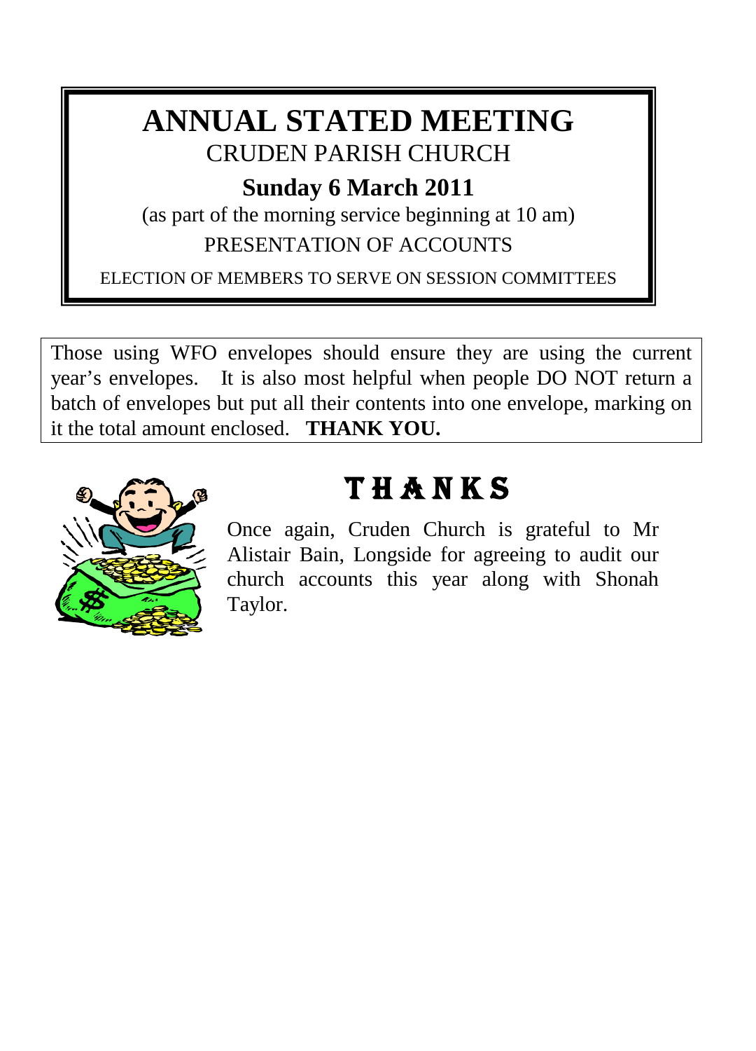# ANNUAL STATED MEETING

CRUDEN PARISH CHURCH

**Sunday 6 March 2011**

(as part of the morning service beginning at 10 am)

PRESENTATION OF ACCOUNTS

ELECTION OF MEMBERS TO SERVE ON SESSION COMMITTEES

Those using WFO envelopes should ensure they are using the current year's envelopes. It is also most helpful when people DO NOT return a batch of envelopes but put all their contents into one envelope, marking on it the total amount enclosed. **THANK YOU.**

## THANKS

Once again, Cruden Church is grateful to Mr Alistair Bain, Longside for agreeing to audit our church accounts this year along with Shonah Taylor.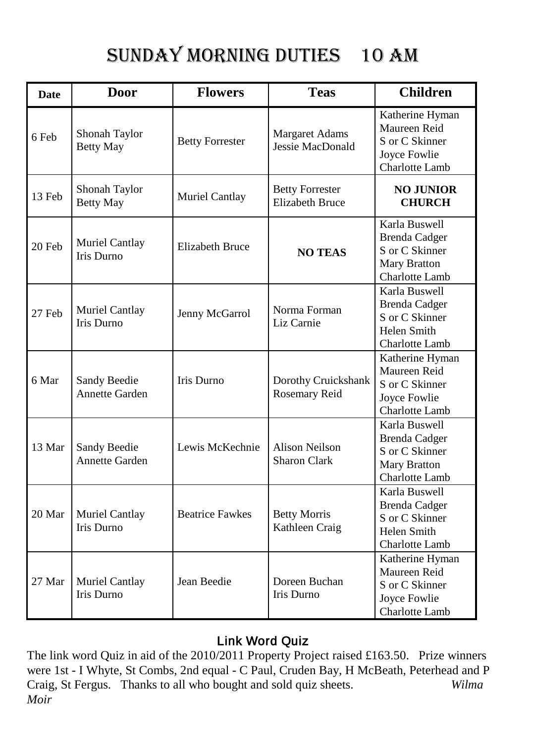# SUNDAY MORNING DUTIES 10 AM

| Date | Door | Flowers | Teas | Children |
|---|---|---|---|---|
| 6 Feb | Shonah Taylor<br>Betty May | Betty Forrester | Margaret Adams<br>Jessie MacDonald | Katherine Hyman<br>Maureen Reid<br>S or C Skinner<br>Joyce Fowlie<br>Charlotte Lamb |
| 13 Feb | Shonah Taylor<br>Betty May | Muriel Cantlay | Betty Forrester<br>Elizabeth Bruce | **NO JUNIOR CHURCH** |
| 20 Feb | Muriel Cantlay<br>Iris Durno | Elizabeth Bruce | **NO TEAS** | Karla Buswell<br>Brenda Cadger<br>S or C Skinner<br>Mary Bratton<br>Charlotte Lamb |
| 27 Feb | Muriel Cantlay<br>Iris Durno | Jenny McGarrol | Norma Forman<br>Liz Carnie | Karla Buswell<br>Brenda Cadger<br>S or C Skinner<br>Helen Smith<br>Charlotte Lamb |
| 6 Mar | Sandy Beedie<br>Annette Garden | Iris Durno | Dorothy Cruickshank<br>Rosemary Reid | Katherine Hyman<br>Maureen Reid<br>S or C Skinner<br>Joyce Fowlie<br>Charlotte Lamb |
| 13 Mar | Sandy Beedie<br>Annette Garden | Lewis McKechnie | Alison Neilson<br>Sharon Clark | Karla Buswell<br>Brenda Cadger<br>S or C Skinner<br>Mary Bratton<br>Charlotte Lamb |
| 20 Mar | Muriel Cantlay<br>Iris Durno | Beatrice Fawkes | Betty Morris<br>Kathleen Craig | Karla Buswell<br>Brenda Cadger<br>S or C Skinner<br>Helen Smith<br>Charlotte Lamb |
| 27 Mar | Muriel Cantlay<br>Iris Durno | Jean Beedie | Doreen Buchan<br>Iris Durno | Katherine Hyman<br>Maureen Reid<br>S or C Skinner<br>Joyce Fowlie<br>Charlotte Lamb |

## Link Word Quiz

The link word Quiz in aid of the 2010/2011 Property Project raised £163.50. Prize winners were 1st - I Whyte, St Combs, 2nd equal - C Paul, Cruden Bay, H McBeath, Peterhead and P Craig, St Fergus. Thanks to all who bought and sold quiz sheets. *Wilma Moir*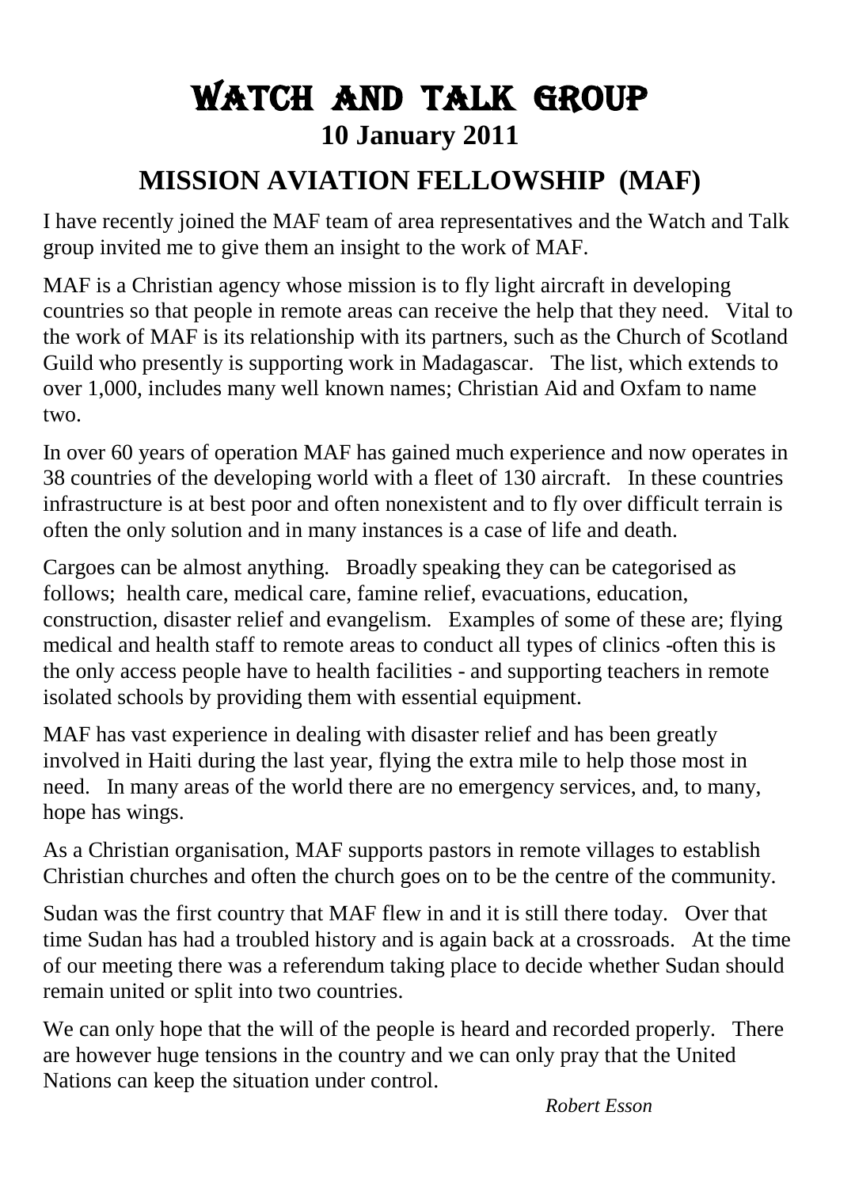# WATCH AND TALK GROUP

## 10 January 2011

## MISSION AVIATION FELLOWSHIP (MAF)

I have recently joined the MAF team of area representatives and the Watch and Talk group invited me to give them an insight to the work of MAF.

MAF is a Christian agency whose mission is to fly light aircraft in developing countries so that people in remote areas can receive the help that they need. Vital to the work of MAF is its relationship with its partners, such as the Church of Scotland Guild who presently is supporting work in Madagascar. The list, which extends to over 1,000, includes many well known names; Christian Aid and Oxfam to name two.

In over 60 years of operation MAF has gained much experience and now operates in 38 countries of the developing world with a fleet of 130 aircraft. In these countries infrastructure is at best poor and often nonexistent and to fly over difficult terrain is often the only solution and in many instances is a case of life and death.

Cargoes can be almost anything. Broadly speaking they can be categorised as follows; health care, medical care, famine relief, evacuations, education, construction, disaster relief and evangelism. Examples of some of these are; flying medical and health staff to remote areas to conduct all types of clinics -often this is the only access people have to health facilities - and supporting teachers in remote isolated schools by providing them with essential equipment.

MAF has vast experience in dealing with disaster relief and has been greatly involved in Haiti during the last year, flying the extra mile to help those most in need. In many areas of the world there are no emergency services, and, to many, hope has wings.

As a Christian organisation, MAF supports pastors in remote villages to establish Christian churches and often the church goes on to be the centre of the community.

Sudan was the first country that MAF flew in and it is still there today. Over that time Sudan has had a troubled history and is again back at a crossroads. At the time of our meeting there was a referendum taking place to decide whether Sudan should remain united or split into two countries.

We can only hope that the will of the people is heard and recorded properly. There are however huge tensions in the country and we can only pray that the United Nations can keep the situation under control.

*Robert Esson*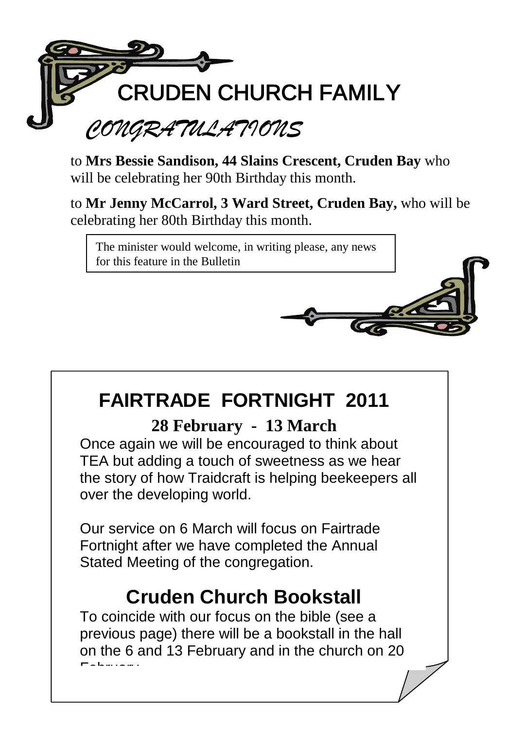# CRUDEN CHURCH FAMILY

## *CONGRATULATIONS*

to **Mrs Bessie Sandison, 44 Slains Crescent, Cruden Bay** who will be celebrating her 90th Birthday this month.

to **Mr Jenny McCarrol, 3 Ward Street, Cruden Bay,** who will be celebrating her 80th Birthday this month.

The minister would welcome, in writing please, any news for this feature in the Bulletin

## FAIRTRADE FORTNIGHT 2011

### 28 February - 13 March

Once again we will be encouraged to think about TEA but adding a touch of sweetness as we hear the story of how Traidcraft is helping beekeepers all over the developing world.

Our service on 6 March will focus on Fairtrade Fortnight after we have completed the Annual Stated Meeting of the congregation.

## Cruden Church Bookstall

To coincide with our focus on the bible (see a previous page) there will be a bookstall in the hall on the 6 and 13 February and in the church on 20 February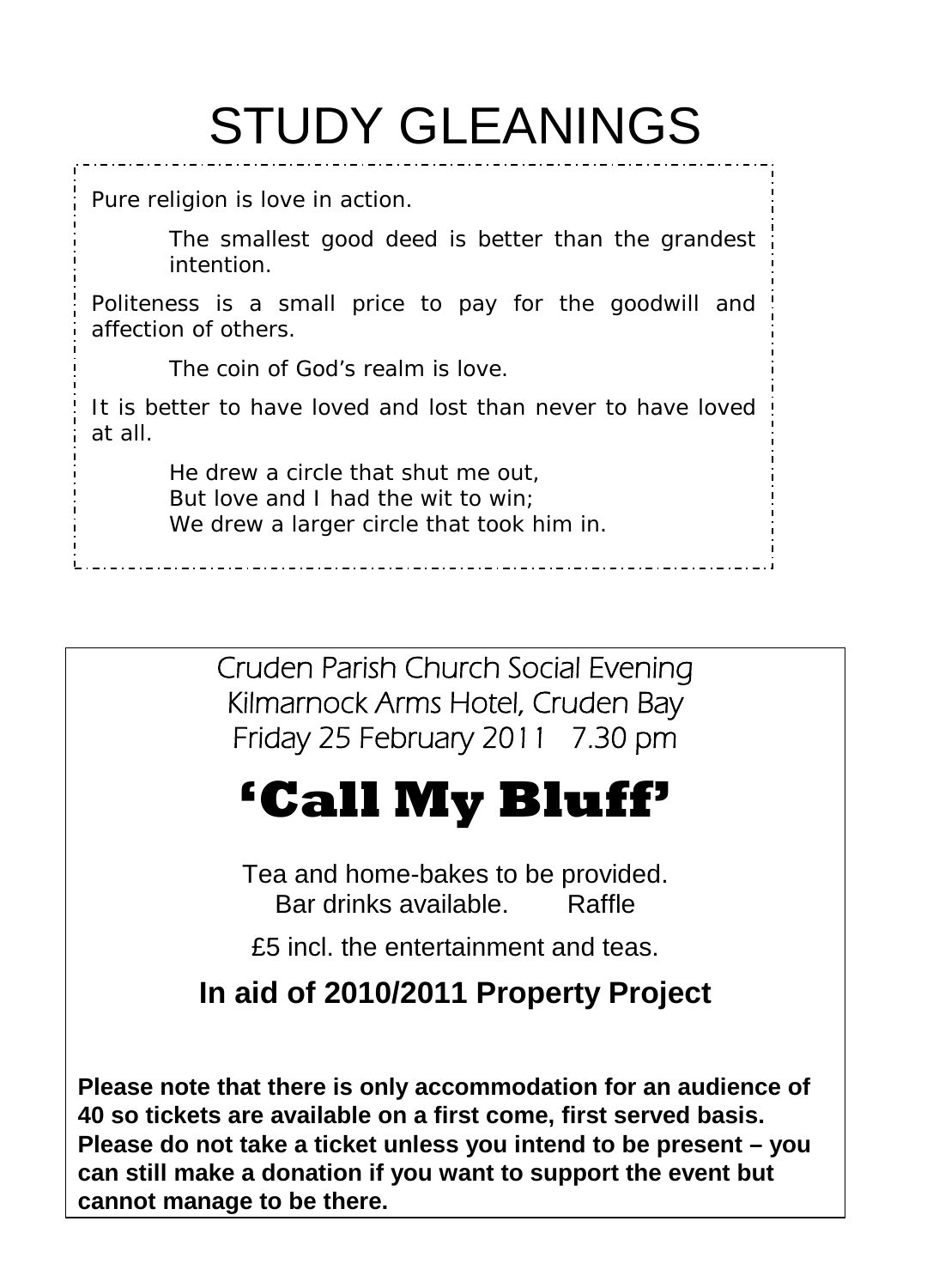# STUDY GLEANINGS

Pure religion is love in action.

The smallest good deed is better than the grandest intention.

Politeness is a small price to pay for the goodwill and affection of others.

The coin of God's realm is love.

It is better to have loved and lost than never to have loved at all.

He drew a circle that shut me out,  
But love and I had the wit to win;  
We drew a larger circle that took him in.

Cruden Parish Church Social Evening  
Kilmarnock Arms Hotel, Cruden Bay  
Friday 25 February 2011 7.30 pm

# 'Call My Bluff'

Tea and home-bakes to be provided.  
Bar drinks available. Raffle

£5 incl. the entertainment and teas.

**In aid of 2010/2011 Property Project**

**Please note that there is only accommodation for an audience of 40 so tickets are available on a first come, first served basis. Please do not take a ticket unless you intend to be present – you can still make a donation if you want to support the event but cannot manage to be there.**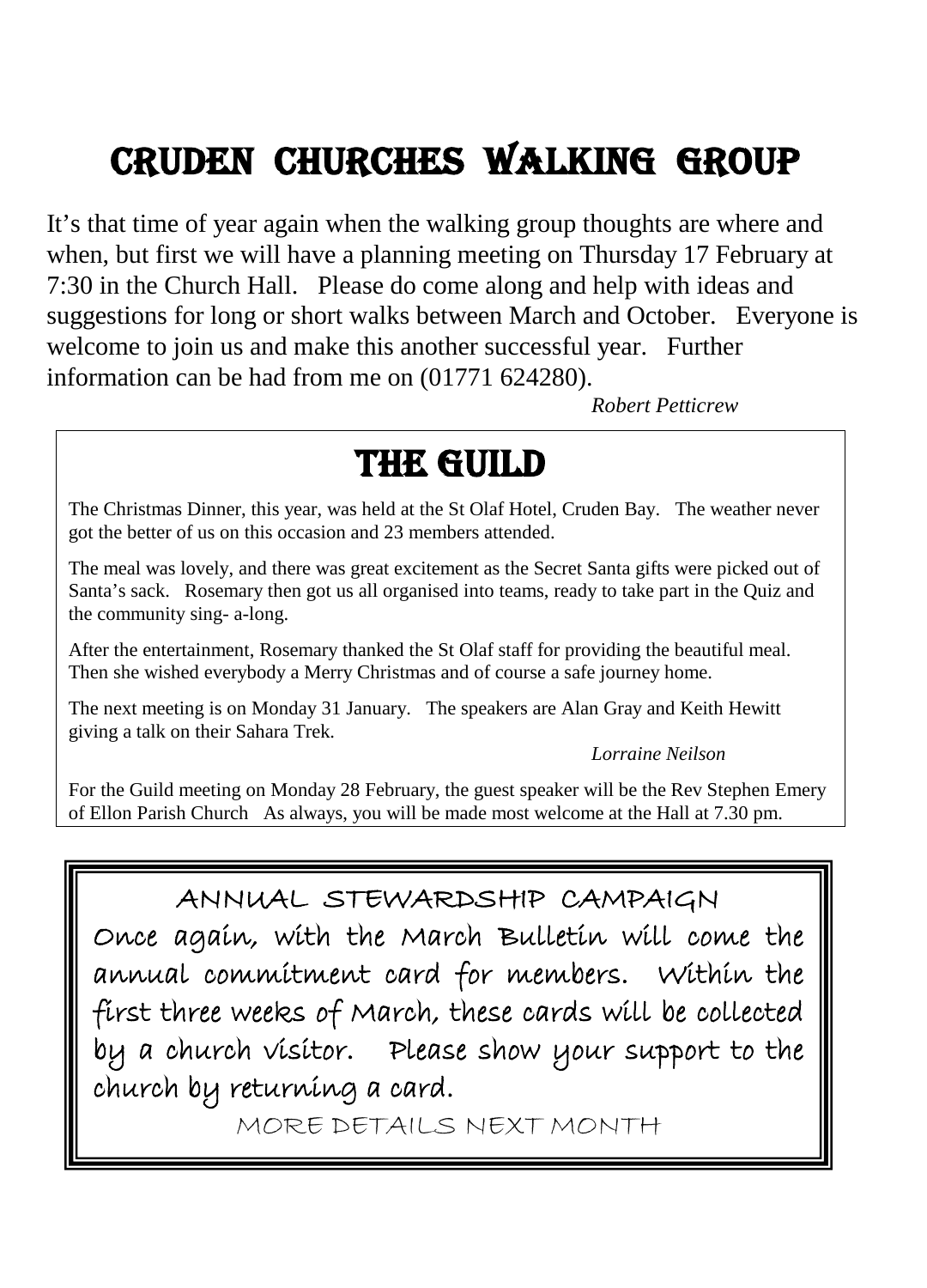# CRUDEN CHURCHES WALKING GROUP

It's that time of year again when the walking group thoughts are where and when, but first we will have a planning meeting on Thursday 17 February at 7:30 in the Church Hall. Please do come along and help with ideas and suggestions for long or short walks between March and October. Everyone is welcome to join us and make this another successful year. Further information can be had from me on (01771 624280).

*Robert Petticrew*

# THE GUILD

The Christmas Dinner, this year, was held at the St Olaf Hotel, Cruden Bay. The weather never got the better of us on this occasion and 23 members attended.

The meal was lovely, and there was great excitement as the Secret Santa gifts were picked out of Santa's sack. Rosemary then got us all organised into teams, ready to take part in the Quiz and the community sing- a-long.

After the entertainment, Rosemary thanked the St Olaf staff for providing the beautiful meal. Then she wished everybody a Merry Christmas and of course a safe journey home.

The next meeting is on Monday 31 January. The speakers are Alan Gray and Keith Hewitt giving a talk on their Sahara Trek.

*Lorraine Neilson*

For the Guild meeting on Monday 28 February, the guest speaker will be the Rev Stephen Emery of Ellon Parish Church As always, you will be made most welcome at the Hall at 7.30 pm.

## ANNUAL STEWARDSHIP CAMPAIGN

Once again, with the March Bulletin will come the annual commitment card for members. Within the first three weeks of March, these cards will be collected by a church visitor. Please show your support to the church by returning a card.

MORE DETAILS NEXT MONTH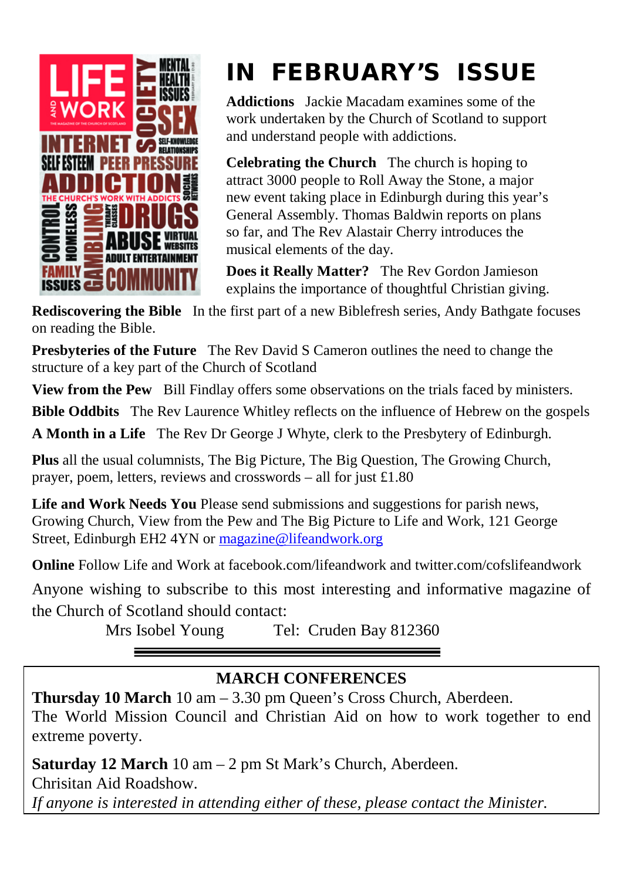## IN FEBRUARY'S ISSUE

**Addictions** Jackie Macadam examines some of the work undertaken by the Church of Scotland to support and understand people with addictions.

**Celebrating the Church** The church is hoping to attract 3000 people to Roll Away the Stone, a major new event taking place in Edinburgh during this year's General Assembly. Thomas Baldwin reports on plans so far, and The Rev Alastair Cherry introduces the musical elements of the day.

**Does it Really Matter?** The Rev Gordon Jamieson explains the importance of thoughtful Christian giving.

**Rediscovering the Bible** In the first part of a new Biblefresh series, Andy Bathgate focuses on reading the Bible.

**Presbyteries of the Future** The Rev David S Cameron outlines the need to change the structure of a key part of the Church of Scotland

**View from the Pew** Bill Findlay offers some observations on the trials faced by ministers.

**Bible Oddbits** The Rev Laurence Whitley reflects on the influence of Hebrew on the gospels

**A Month in a Life** The Rev Dr George J Whyte, clerk to the Presbytery of Edinburgh.

**Plus** all the usual columnists, The Big Picture, The Big Question, The Growing Church, prayer, poem, letters, reviews and crosswords – all for just £1.80

**Life and Work Needs You** Please send submissions and suggestions for parish news, Growing Church, View from the Pew and The Big Picture to Life and Work, 121 George Street, Edinburgh EH2 4YN or magazine@lifeandwork.org

**Online** Follow Life and Work at facebook.com/lifeandwork and twitter.com/cofslifeandwork

Anyone wishing to subscribe to this most interesting and informative magazine of the Church of Scotland should contact:

Mrs Isobel Young Tel: Cruden Bay 812360

---

### MARCH CONFERENCES

**Thursday 10 March** 10 am – 3.30 pm Queen's Cross Church, Aberdeen.
The World Mission Council and Christian Aid on how to work together to end extreme poverty.

**Saturday 12 March** 10 am – 2 pm St Mark's Church, Aberdeen.
Chrisitan Aid Roadshow.

*If anyone is interested in attending either of these, please contact the Minister.*